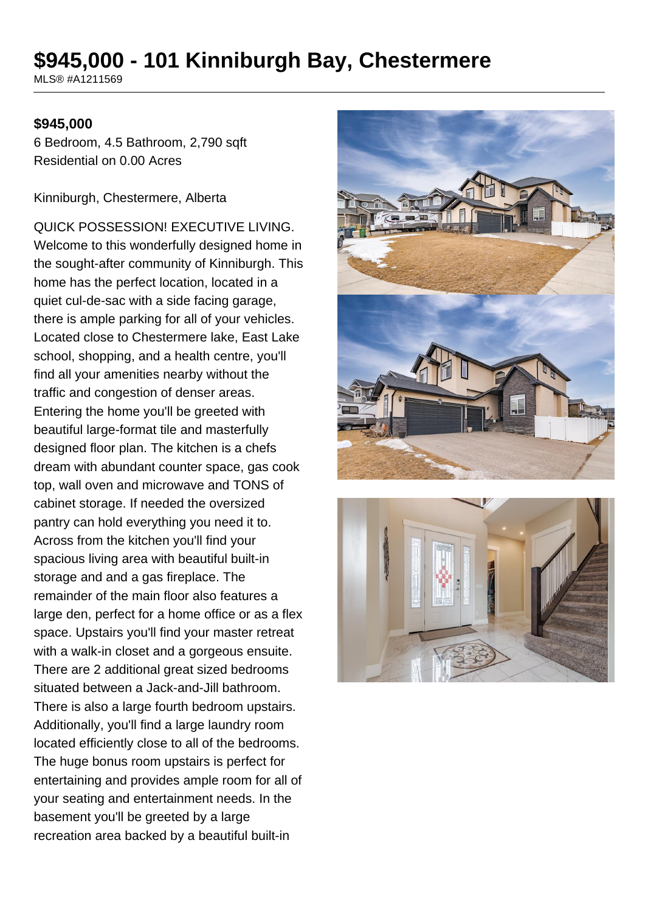# $945,000 - 101 Kinniburgh Bay, Chestermere

MLS® #A1211569

**$945,000**

6 Bedroom, 4.5 Bathroom, 2,790 sqft
Residential on 0.00 Acres

Kinniburgh, Chestermere, Alberta

QUICK POSSESSION! EXECUTIVE LIVING. Welcome to this wonderfully designed home in the sought-after community of Kinniburgh. This home has the perfect location, located in a quiet cul-de-sac with a side facing garage, there is ample parking for all of your vehicles. Located close to Chestermere lake, East Lake school, shopping, and a health centre, you'll find all your amenities nearby without the traffic and congestion of denser areas. Entering the home you'll be greeted with beautiful large-format tile and masterfully designed floor plan. The kitchen is a chefs dream with abundant counter space, gas cook top, wall oven and microwave and TONS of cabinet storage. If needed the oversized pantry can hold everything you need it to. Across from the kitchen you'll find your spacious living area with beautiful built-in storage and and a gas fireplace. The remainder of the main floor also features a large den, perfect for a home office or as a flex space. Upstairs you'll find your master retreat with a walk-in closet and a gorgeous ensuite. There are 2 additional great sized bedrooms situated between a Jack-and-Jill bathroom. There is also a large fourth bedroom upstairs. Additionally, you'll find a large laundry room located efficiently close to all of the bedrooms. The huge bonus room upstairs is perfect for entertaining and provides ample room for all of your seating and entertainment needs. In the basement you'll be greeted by a large recreation area backed by a beautiful built-in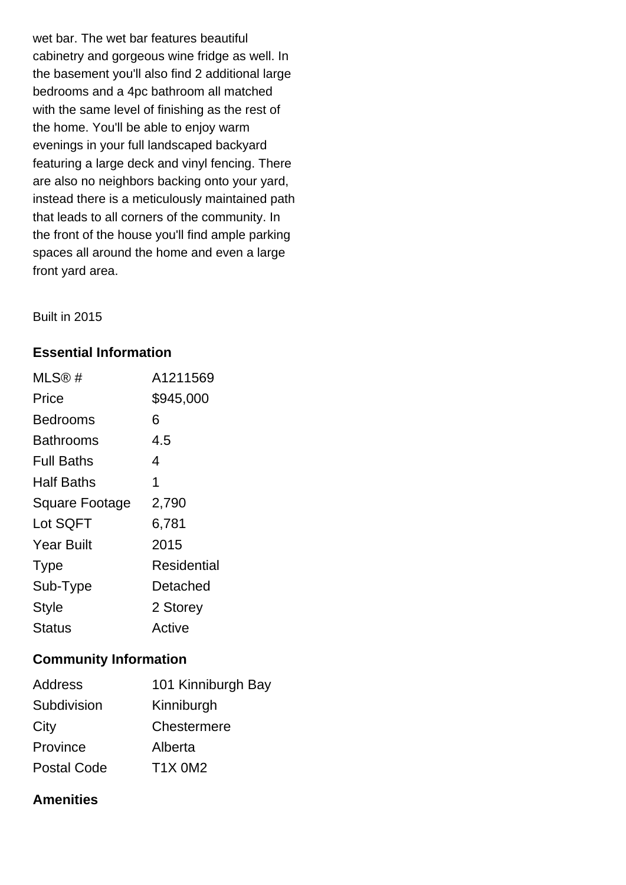wet bar. The wet bar features beautiful cabinetry and gorgeous wine fridge as well. In the basement you'll also find 2 additional large bedrooms and a 4pc bathroom all matched with the same level of finishing as the rest of the home. You'll be able to enjoy warm evenings in your full landscaped backyard featuring a large deck and vinyl fencing. There are also no neighbors backing onto your yard, instead there is a meticulously maintained path that leads to all corners of the community. In the front of the house you'll find ample parking spaces all around the home and even a large front yard area.

Built in 2015

### Essential Information

| | |
|---|---|
| MLS® # | A1211569 |
| Price | $945,000 |
| Bedrooms | 6 |
| Bathrooms | 4.5 |
| Full Baths | 4 |
| Half Baths | 1 |
| Square Footage | 2,790 |
| Lot SQFT | 6,781 |
| Year Built | 2015 |
| Type | Residential |
| Sub-Type | Detached |
| Style | 2 Storey |
| Status | Active |

### Community Information

| | |
|---|---|
| Address | 101 Kinniburgh Bay |
| Subdivision | Kinniburgh |
| City | Chestermere |
| Province | Alberta |
| Postal Code | T1X 0M2 |

### Amenities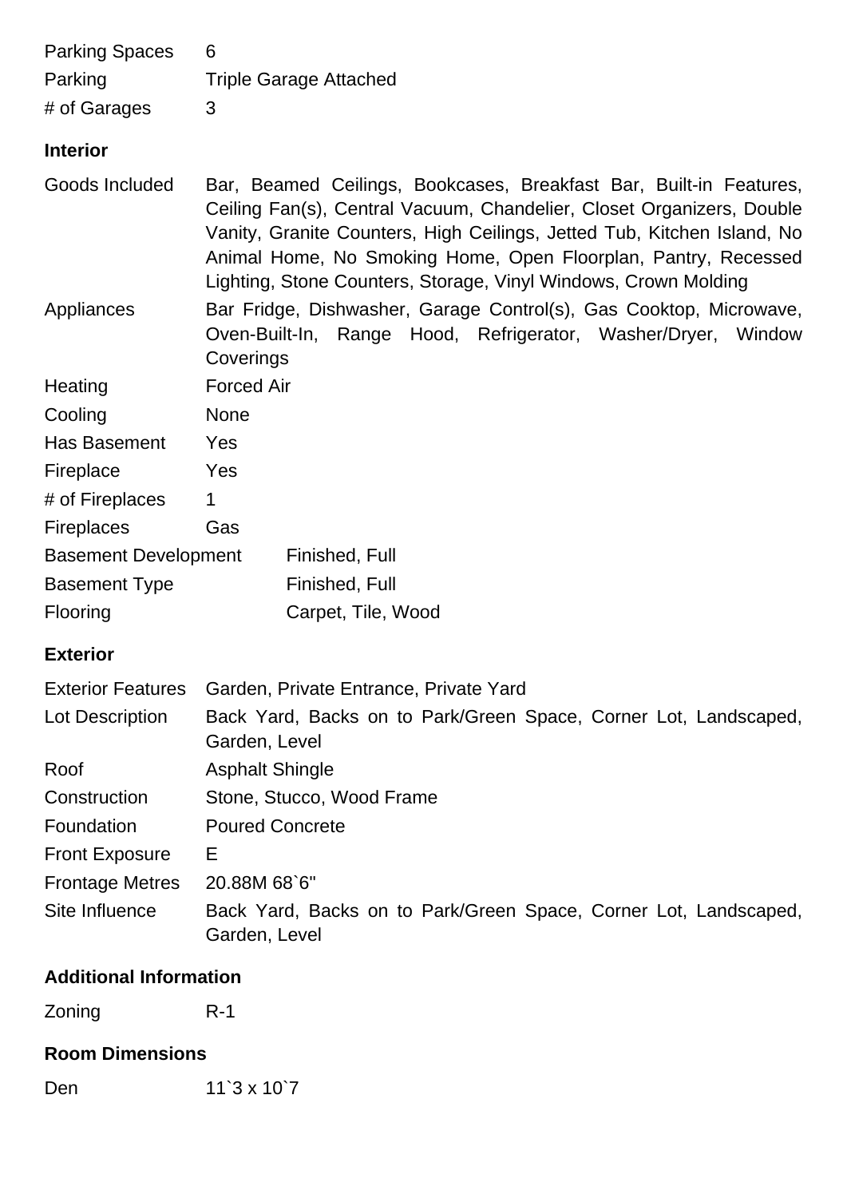| | |
|---|---|
| Parking Spaces | 6 |
| Parking | Triple Garage Attached |
| # of Garages | 3 |

### Interior

| | |
|---|---|
| Goods Included | Bar, Beamed Ceilings, Bookcases, Breakfast Bar, Built-in Features, Ceiling Fan(s), Central Vacuum, Chandelier, Closet Organizers, Double Vanity, Granite Counters, High Ceilings, Jetted Tub, Kitchen Island, No Animal Home, No Smoking Home, Open Floorplan, Pantry, Recessed Lighting, Stone Counters, Storage, Vinyl Windows, Crown Molding |
| Appliances | Bar Fridge, Dishwasher, Garage Control(s), Gas Cooktop, Microwave, Oven-Built-In, Range Hood, Refrigerator, Washer/Dryer, Window Coverings |
| Heating | Forced Air |
| Cooling | None |
| Has Basement | Yes |
| Fireplace | Yes |
| # of Fireplaces | 1 |
| Fireplaces | Gas |
| Basement Development | Finished, Full |
| Basement Type | Finished, Full |
| Flooring | Carpet, Tile, Wood |

### Exterior

| | |
|---|---|
| Exterior Features | Garden, Private Entrance, Private Yard |
| Lot Description | Back Yard, Backs on to Park/Green Space, Corner Lot, Landscaped, Garden, Level |
| Roof | Asphalt Shingle |
| Construction | Stone, Stucco, Wood Frame |
| Foundation | Poured Concrete |
| Front Exposure | E |
| Frontage Metres | 20.88M 68`6" |
| Site Influence | Back Yard, Backs on to Park/Green Space, Corner Lot, Landscaped, Garden, Level |

### Additional Information

| | |
|---|---|
| Zoning | R-1 |

### Room Dimensions

| | |
|---|---|
| Den | 11`3 x 10`7 |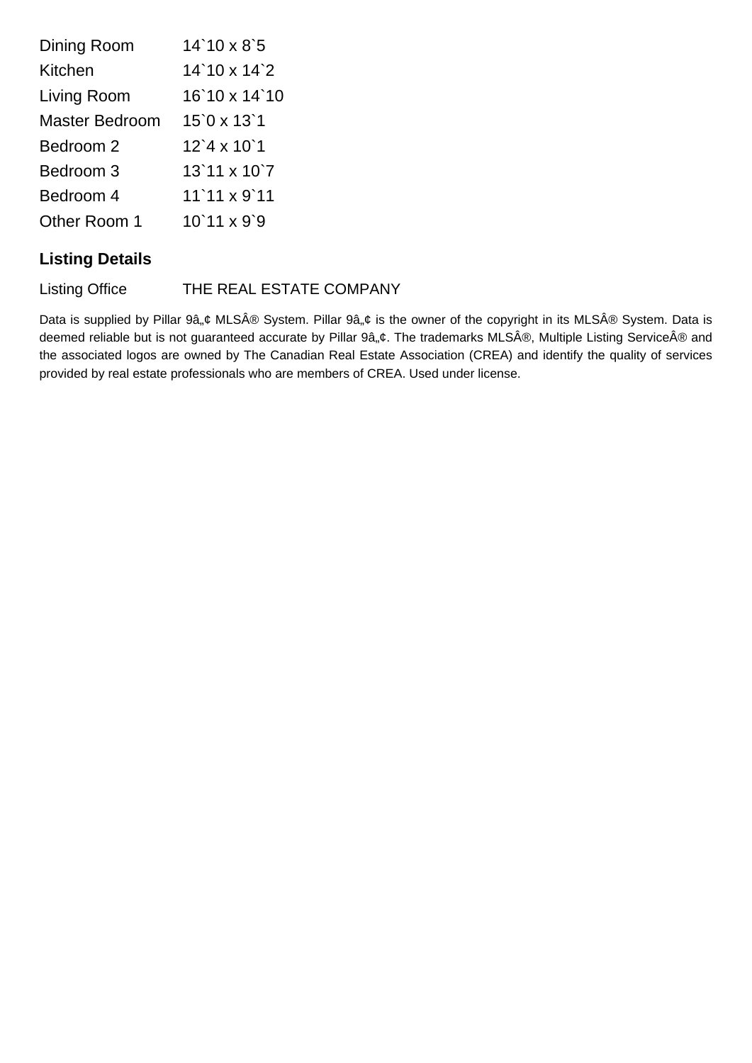| | |
|---|---|
| Dining Room | 14`10 x 8`5 |
| Kitchen | 14`10 x 14`2 |
| Living Room | 16`10 x 14`10 |
| Master Bedroom | 15`0 x 13`1 |
| Bedroom 2 | 12`4 x 10`1 |
| Bedroom 3 | 13`11 x 10`7 |
| Bedroom 4 | 11`11 x 9`11 |
| Other Room 1 | 10`11 x 9`9 |

## Listing Details

| | |
|---|---|
| Listing Office | THE REAL ESTATE COMPANY |

Data is supplied by Pillar 9â„¢ MLSÂ® System. Pillar 9â„¢ is the owner of the copyright in its MLSÂ® System. Data is deemed reliable but is not guaranteed accurate by Pillar 9â„¢. The trademarks MLSÂ®, Multiple Listing ServiceÂ® and the associated logos are owned by The Canadian Real Estate Association (CREA) and identify the quality of services provided by real estate professionals who are members of CREA. Used under license.